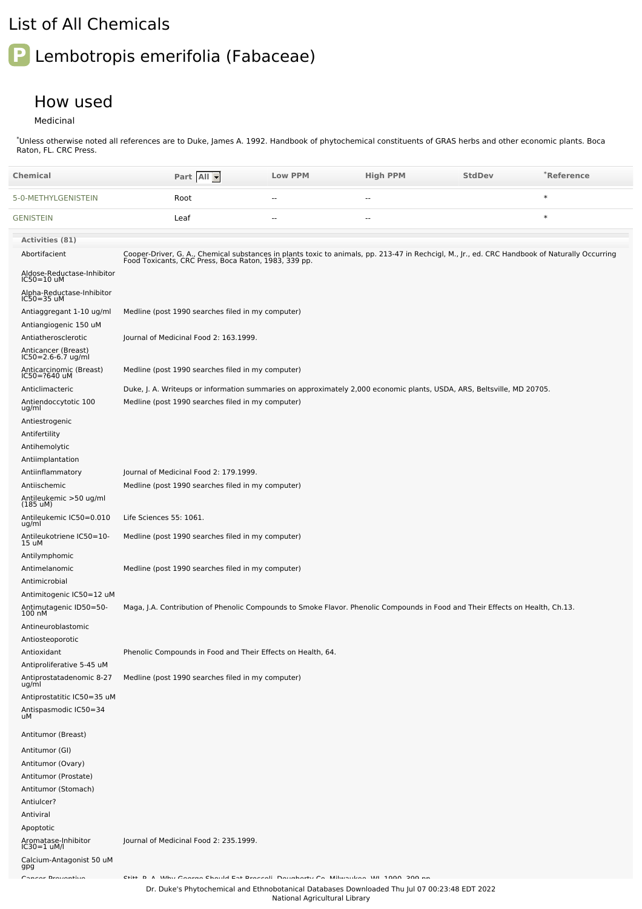# List of All Chemicals

## P Lembotropis emerifolia (Fabaceae)

### How used

Medicinal

*Unless otherwise noted all references are to Duke, James A. 1992. Handbook of phytochemical constituents of GRAS herbs and other economic plants. Boca Raton, FL. CRC Press.

| Chemical | Part All | Low PPM | High PPM | StdDev | *Reference |
|---|---|---|---|---|---|
| 5-0-METHYLGENISTEIN | Root | -- | -- | | * |
| GENISTEIN | Leaf | -- | -- | | * |

| Activities (81) | |
|---|---|
| Abortifacient | Cooper-Driver, G. A., Chemical substances in plants toxic to animals, pp. 213-47 in Rechcigl, M., Jr., ed. CRC Handbook of Naturally Occurring Food Toxicants, CRC Press, Boca Raton, 1983, 339 pp. |
| Aldose-Reductase-Inhibitor IC50=10 uM | |
| Alpha-Reductase-Inhibitor IC50=35 uM | |
| Antiaggregant 1-10 ug/ml | Medline (post 1990 searches filed in my computer) |
| Antiangiogenic 150 uM | |
| Antiatherosclerotic | Journal of Medicinal Food 2: 163.1999. |
| Anticancer (Breast) IC50=2.6-6.7 ug/ml | |
| Anticarcinomic (Breast) IC50=?640 uM | Medline (post 1990 searches filed in my computer) |
| Anticlimacteric | Duke, J. A. Writeups or information summaries on approximately 2,000 economic plants, USDA, ARS, Beltsville, MD 20705. |
| Antiendoccytotic 100 ug/ml | Medline (post 1990 searches filed in my computer) |
| Antiestrogenic | |
| Antifertility | |
| Antihemolytic | |
| Antiimplantation | |
| Antiinflammatory | Journal of Medicinal Food 2: 179.1999. |
| Antiischemic | Medline (post 1990 searches filed in my computer) |
| Antileukemic >50 ug/ml (185 uM) | |
| Antileukemic IC50=0.010 ug/ml | Life Sciences 55: 1061. |
| Antileukotriene IC50=10-15 uM | Medline (post 1990 searches filed in my computer) |
| Antilymphomic | |
| Antimelanomic | Medline (post 1990 searches filed in my computer) |
| Antimicrobial | |
| Antimitogenic IC50=12 uM | |
| Antimutagenic ID50=50-100 nM | Maga, J.A. Contribution of Phenolic Compounds to Smoke Flavor. Phenolic Compounds in Food and Their Effects on Health, Ch.13. |
| Antineuroblastomic | |
| Antiosteoporotic | |
| Antioxidant | Phenolic Compounds in Food and Their Effects on Health, 64. |
| Antiproliferative 5-45 uM | |
| Antiprostatadenomic 8-27 ug/ml | Medline (post 1990 searches filed in my computer) |
| Antiprostatitic IC50=35 uM | |
| Antispasmodic IC50=34 uM | |
| Antitumor (Breast) | |
| Antitumor (GI) | |
| Antitumor (Ovary) | |
| Antitumor (Prostate) | |
| Antitumor (Stomach) | |
| Antiulcer? | |
| Antiviral | |
| Apoptotic | |
| Aromatase-Inhibitor IC30=1 uM/l | Journal of Medicinal Food 2: 235.1999. |
| Calcium-Antagonist 50 uM gpg | |
| Cancer Preventive | Stitt, P. A. Why George Should Eat Broccoli. Dougherty Co, Milwaukee, WI, 1990, 399 pp. |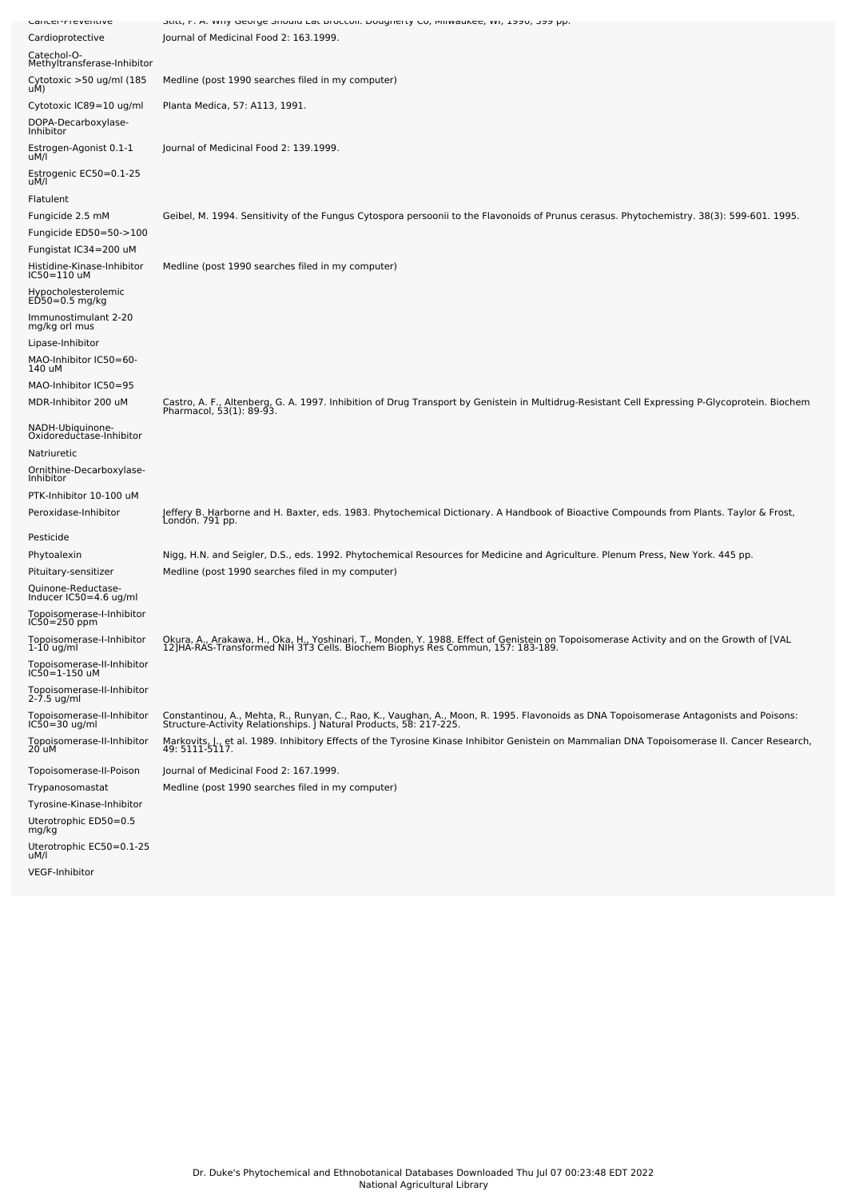| | |
|---|---|
| Cancer-Preventive | Stitt, P. A. Why George Should Eat Broccoli. Dougherty Co, Milwaukee, WI, 1990, 399 pp. |
| Cardioprotective | Journal of Medicinal Food 2: 163.1999. |
| Catechol-O-Methyltransferase-Inhibitor | |
| Cytotoxic >50 ug/ml (185 uM) | Medline (post 1990 searches filed in my computer) |
| Cytotoxic IC89=10 ug/ml | Planta Medica, 57: A113, 1991. |
| DOPA-Decarboxylase-Inhibitor | |
| Estrogen-Agonist 0.1-1 uM/l | Journal of Medicinal Food 2: 139.1999. |
| Estrogenic EC50=0.1-25 uM/l | |
| Flatulent | |
| Fungicide 2.5 mM | Geibel, M. 1994. Sensitivity of the Fungus Cytospora persoonii to the Flavonoids of Prunus cerasus. Phytochemistry. 38(3): 599-601. 1995. |
| Fungicide ED50=50->100 | |
| Fungistat IC34=200 uM | |
| Histidine-Kinase-Inhibitor IC50=110 uM | Medline (post 1990 searches filed in my computer) |
| Hypocholesterolemic ED50=0.5 mg/kg | |
| Immunostimulant 2-20 mg/kg orl mus | |
| Lipase-Inhibitor | |
| MAO-Inhibitor IC50=60-140 uM | |
| MAO-Inhibitor IC50=95 | |
| MDR-Inhibitor 200 uM | Castro, A. F., Altenberg, G. A. 1997. Inhibition of Drug Transport by Genistein in Multidrug-Resistant Cell Expressing P-Glycoprotein. Biochem Pharmacol, 53(1): 89-93. |
| NADH-Ubiquinone-Oxidoreductase-Inhibitor | |
| Natriuretic | |
| Ornithine-Decarboxylase-Inhibitor | |
| PTK-Inhibitor 10-100 uM | |
| Peroxidase-Inhibitor | Jeffery B. Harborne and H. Baxter, eds. 1983. Phytochemical Dictionary. A Handbook of Bioactive Compounds from Plants. Taylor & Frost, London. 791 pp. |
| Pesticide | |
| Phytoalexin | Nigg, H.N. and Seigler, D.S., eds. 1992. Phytochemical Resources for Medicine and Agriculture. Plenum Press, New York. 445 pp. |
| Pituitary-sensitizer | Medline (post 1990 searches filed in my computer) |
| Quinone-Reductase-Inducer IC50=4.6 ug/ml | |
| Topoisomerase-I-Inhibitor IC50=250 ppm | |
| Topoisomerase-I-Inhibitor 1-10 ug/ml | Okura, A., Arakawa, H., Oka, H., Yoshinari, T., Monden, Y. 1988. Effect of Genistein on Topoisomerase Activity and on the Growth of [VAL 12]HA-RAS-Transformed NIH 3T3 Cells. Biochem Biophys Res Commun, 157: 183-189. |
| Topoisomerase-II-Inhibitor IC50=1-150 uM | |
| Topoisomerase-II-Inhibitor 2-7.5 ug/ml | |
| Topoisomerase-II-Inhibitor IC50=30 ug/ml | Constantinou, A., Mehta, R., Runyan, C., Rao, K., Vaughan, A., Moon, R. 1995. Flavonoids as DNA Topoisomerase Antagonists and Poisons: Structure-Activity Relationships. J Natural Products, 58: 217-225. |
| Topoisomerase-II-Inhibitor 20 uM | Markovits, J., et al. 1989. Inhibitory Effects of the Tyrosine Kinase Inhibitor Genistein on Mammalian DNA Topoisomerase II. Cancer Research, 49: 5111-5117. |
| Topoisomerase-II-Poison | Journal of Medicinal Food 2: 167.1999. |
| Trypanosomastat | Medline (post 1990 searches filed in my computer) |
| Tyrosine-Kinase-Inhibitor | |
| Uterotrophic ED50=0.5 mg/kg | |
| Uterotrophic EC50=0.1-25 uM/l | |
| VEGF-Inhibitor | |

Dr. Duke's Phytochemical and Ethnobotanical Databases Downloaded Thu Jul 07 00:23:48 EDT 2022
National Agricultural Library